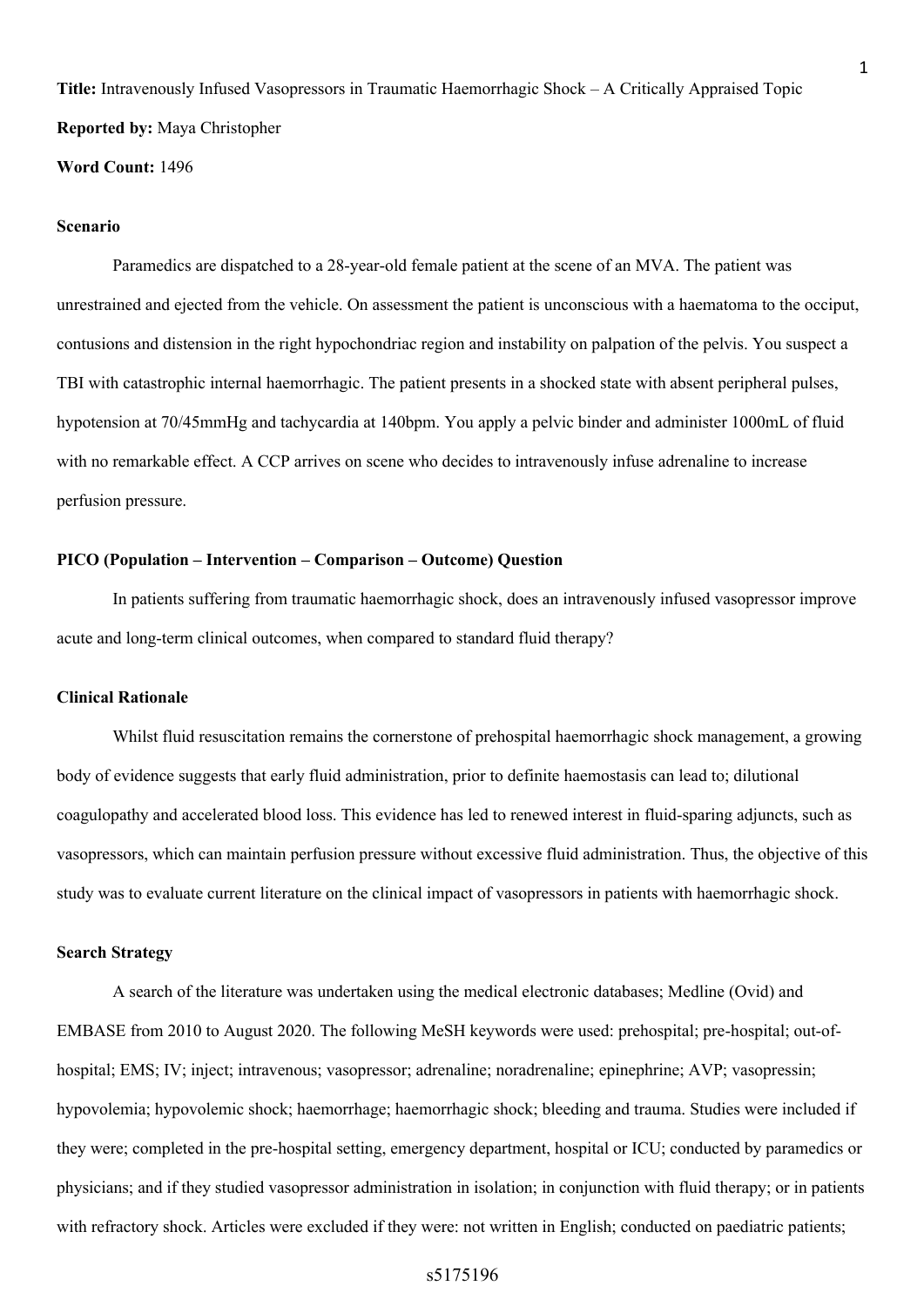**Title:** Intravenously Infused Vasopressors in Traumatic Haemorrhagic Shock – A Critically Appraised Topic

**Reported by:** Maya Christopher

**Word Count:** 1496

**Scenario**

Paramedics are dispatched to a 28-year-old female patient at the scene of an MVA. The patient was unrestrained and ejected from the vehicle. On assessment the patient is unconscious with a haematoma to the occiput, contusions and distension in the right hypochondriac region and instability on palpation of the pelvis. You suspect a TBI with catastrophic internal haemorrhagic. The patient presents in a shocked state with absent peripheral pulses, hypotension at 70/45mmHg and tachycardia at 140bpm. You apply a pelvic binder and administer 1000mL of fluid with no remarkable effect. A CCP arrives on scene who decides to intravenously infuse adrenaline to increase perfusion pressure.

**PICO (Population – Intervention – Comparison – Outcome) Question**

In patients suffering from traumatic haemorrhagic shock, does an intravenously infused vasopressor improve acute and long-term clinical outcomes, when compared to standard fluid therapy?

**Clinical Rationale**

Whilst fluid resuscitation remains the cornerstone of prehospital haemorrhagic shock management, a growing body of evidence suggests that early fluid administration, prior to definite haemostasis can lead to; dilutional coagulopathy and accelerated blood loss. This evidence has led to renewed interest in fluid-sparing adjuncts, such as vasopressors, which can maintain perfusion pressure without excessive fluid administration. Thus, the objective of this study was to evaluate current literature on the clinical impact of vasopressors in patients with haemorrhagic shock.

**Search Strategy**

A search of the literature was undertaken using the medical electronic databases; Medline (Ovid) and EMBASE from 2010 to August 2020. The following MeSH keywords were used: prehospital; pre-hospital; out-of-hospital; EMS; IV; inject; intravenous; vasopressor; adrenaline; noradrenaline; epinephrine; AVP; vasopressin; hypovolemia; hypovolemic shock; haemorrhage; haemorrhagic shock; bleeding and trauma. Studies were included if they were; completed in the pre-hospital setting, emergency department, hospital or ICU; conducted by paramedics or physicians; and if they studied vasopressor administration in isolation; in conjunction with fluid therapy; or in patients with refractory shock. Articles were excluded if they were: not written in English; conducted on paediatric patients;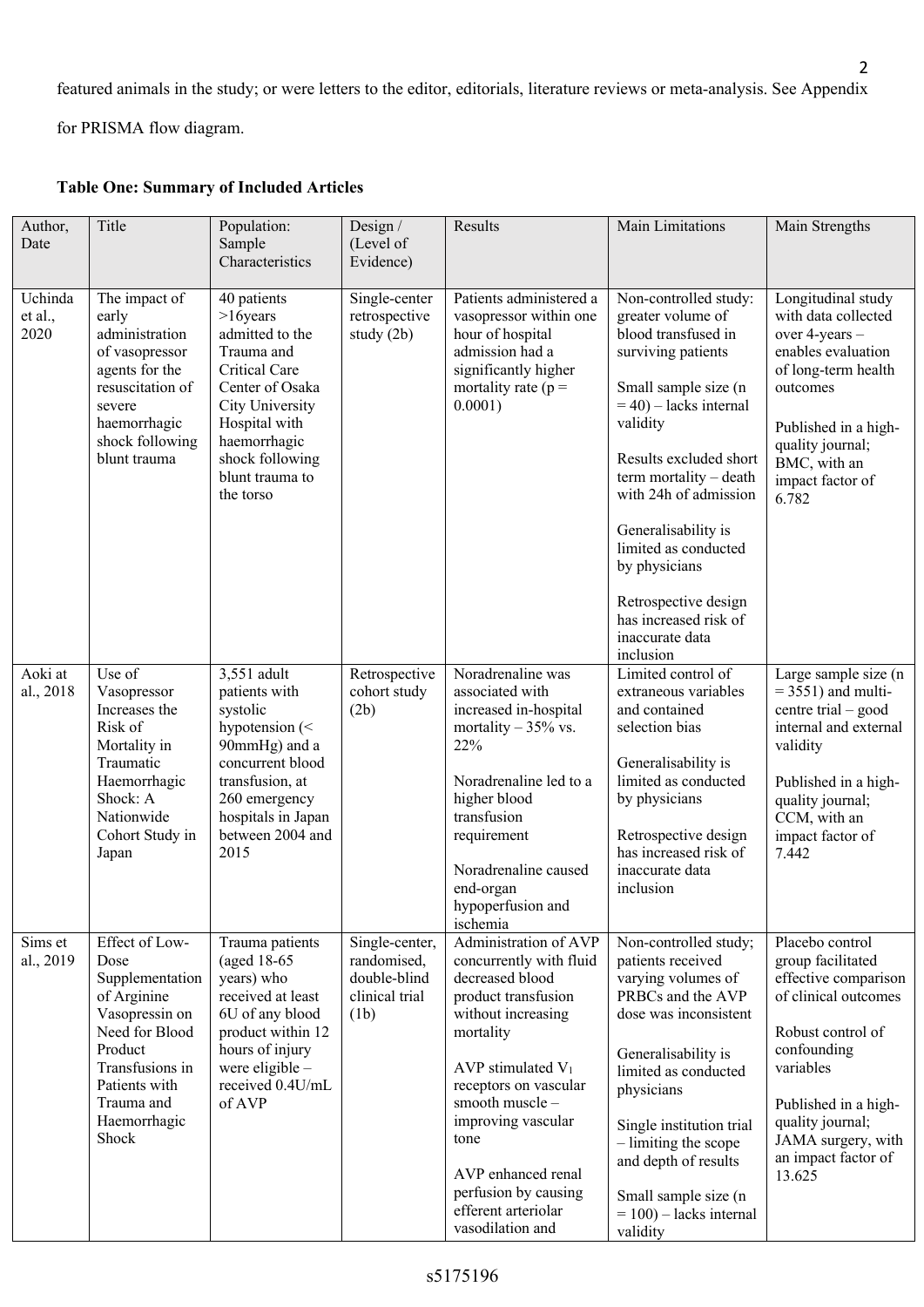featured animals in the study; or were letters to the editor, editorials, literature reviews or meta-analysis. See Appendix for PRISMA flow diagram.

**Table One: Summary of Included Articles**

| Author, Date | Title | Population: Sample Characteristics | Design / (Level of Evidence) | Results | Main Limitations | Main Strengths |
|---|---|---|---|---|---|---|
| Uchinda et al., 2020 | The impact of early administration of vasopressor agents for the resuscitation of severe haemorrhagic shock following blunt trauma | 40 patients >16years admitted to the Trauma and Critical Care Center of Osaka City University Hospital with haemorrhagic shock following blunt trauma to the torso | Single-center retrospective study (2b) | Patients administered a vasopressor within one hour of hospital admission had a significantly higher mortality rate ($p = 0.0001$) | Non-controlled study: greater volume of blood transfused in surviving patients<br><br>Small sample size ($n = 40$) – lacks internal validity<br><br>Results excluded short term mortality – death with 24h of admission<br><br>Generalisability is limited as conducted by physicians<br><br>Retrospective design has increased risk of inaccurate data inclusion | Longitudinal study with data collected over 4-years – enables evaluation of long-term health outcomes<br><br>Published in a high-quality journal; BMC, with an impact factor of 6.782 |
| Aoki at al., 2018 | Use of Vasopressor Increases the Risk of Mortality in Traumatic Haemorrhagic Shock: A Nationwide Cohort Study in Japan | 3,551 adult patients with systolic hypotension (< 90mmHg) and a concurrent blood transfusion, at 260 emergency hospitals in Japan between 2004 and 2015 | Retrospective cohort study (2b) | Noradrenaline was associated with increased in-hospital mortality – 35% vs. 22%<br><br>Noradrenaline led to a higher blood transfusion requirement<br><br>Noradrenaline caused end-organ hypoperfusion and ischemia | Limited control of extraneous variables and contained selection bias<br><br>Generalisability is limited as conducted by physicians<br><br>Retrospective design has increased risk of inaccurate data inclusion | Large sample size ($n = 3551$) and multi-centre trial – good internal and external validity<br><br>Published in a high-quality journal; CCM, with an impact factor of 7.442 |
| Sims et al., 2019 | Effect of Low-Dose Supplementation of Arginine Vasopressin on Need for Blood Product Transfusions in Patients with Trauma and Haemorrhagic Shock | Trauma patients (aged 18-65 years) who received at least 6U of any blood product within 12 hours of injury were eligible – received 0.4U/mL of AVP | Single-center, randomised, double-blind clinical trial (1b) | Administration of AVP concurrently with fluid decreased blood product transfusion without increasing mortality<br><br>AVP stimulated $V_1$ receptors on vascular smooth muscle – improving vascular tone<br><br>AVP enhanced renal perfusion by causing efferent arteriolar vasodilation and | Non-controlled study; patients received varying volumes of PRBCs and the AVP dose was inconsistent<br><br>Generalisability is limited as conducted physicians<br><br>Single institution trial – limiting the scope and depth of results<br><br>Small sample size ($n = 100$) – lacks internal validity | Placebo control group facilitated effective comparison of clinical outcomes<br><br>Robust control of confounding variables<br><br>Published in a high-quality journal; JAMA surgery, with an impact factor of 13.625 |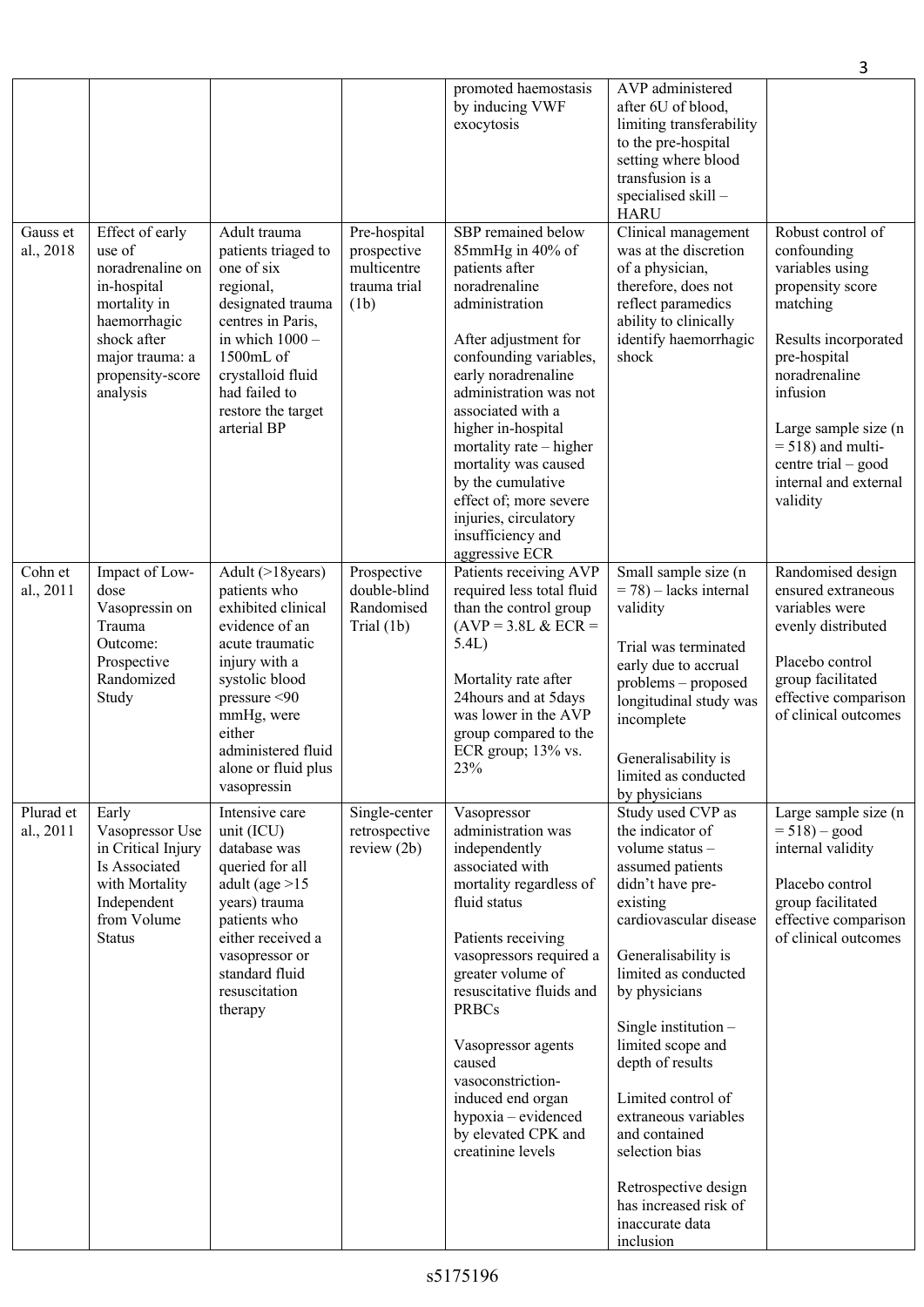|  |  |  |  |  |  |  |
|---|---|---|---|---|---|---|
|  |  |  |  | promoted haemostasis by inducing VWF exocytosis | AVP administered after 6U of blood, limiting transferability to the pre-hospital setting where blood transfusion is a specialised skill – HARU |  |
| Gauss et al., 2018 | Effect of early use of noradrenaline on in-hospital mortality in haemorrhagic shock after major trauma: a propensity-score analysis | Adult trauma patients triaged to one of six regional, designated trauma centres in Paris, in which 1000 – 1500mL of crystalloid fluid had failed to restore the target arterial BP | Pre-hospital prospective multicentre trauma trial (1b) | SBP remained below 85mmHg in 40% of patients after noradrenaline administration<br><br>After adjustment for confounding variables, early noradrenaline administration was not associated with a higher in-hospital mortality rate – higher mortality was caused by the cumulative effect of; more severe injuries, circulatory insufficiency and aggressive ECR | Clinical management was at the discretion of a physician, therefore, does not reflect paramedics ability to clinically identify haemorrhagic shock | Robust control of confounding variables using propensity score matching<br><br>Results incorporated pre-hospital noradrenaline infusion<br><br>Large sample size (n = 518) and multi-centre trial – good internal and external validity |
| Cohn et al., 2011 | Impact of Low-dose Vasopressin on Trauma Outcome: Prospective Randomized Study | Adult (>18years) patients who exhibited clinical evidence of an acute traumatic injury with a systolic blood pressure <90 mmHg, were either administered fluid alone or fluid plus vasopressin | Prospective double-blind Randomised Trial (1b) | Patients receiving AVP required less total fluid than the control group (AVP = 3.8L & ECR = 5.4L)<br><br>Mortality rate after 24hours and at 5days was lower in the AVP group compared to the ECR group; 13% vs. 23% | Small sample size (n = 78) – lacks internal validity<br><br>Trial was terminated early due to accrual problems – proposed longitudinal study was incomplete<br><br>Generalisability is limited as conducted by physicians | Randomised design ensured extraneous variables were evenly distributed<br><br>Placebo control group facilitated effective comparison of clinical outcomes |
| Plurad et al., 2011 | Early Vasopressor Use in Critical Injury Is Associated with Mortality Independent from Volume Status | Intensive care unit (ICU) database was queried for all adult (age >15 years) trauma patients who either received a vasopressor or standard fluid resuscitation therapy | Single-center retrospective review (2b) | Vasopressor administration was independently associated with mortality regardless of fluid status<br><br>Patients receiving vasopressors required a greater volume of resuscitative fluids and PRBCs<br><br>Vasopressor agents caused vasoconstriction-induced end organ hypoxia – evidenced by elevated CPK and creatinine levels | Study used CVP as the indicator of volume status – assumed patients didn't have pre-existing cardiovascular disease<br><br>Generalisability is limited as conducted by physicians<br><br>Single institution – limited scope and depth of results<br><br>Limited control of extraneous variables and contained selection bias<br><br>Retrospective design has increased risk of inaccurate data inclusion | Large sample size (n = 518) – good internal validity<br><br>Placebo control group facilitated effective comparison of clinical outcomes |

s5175196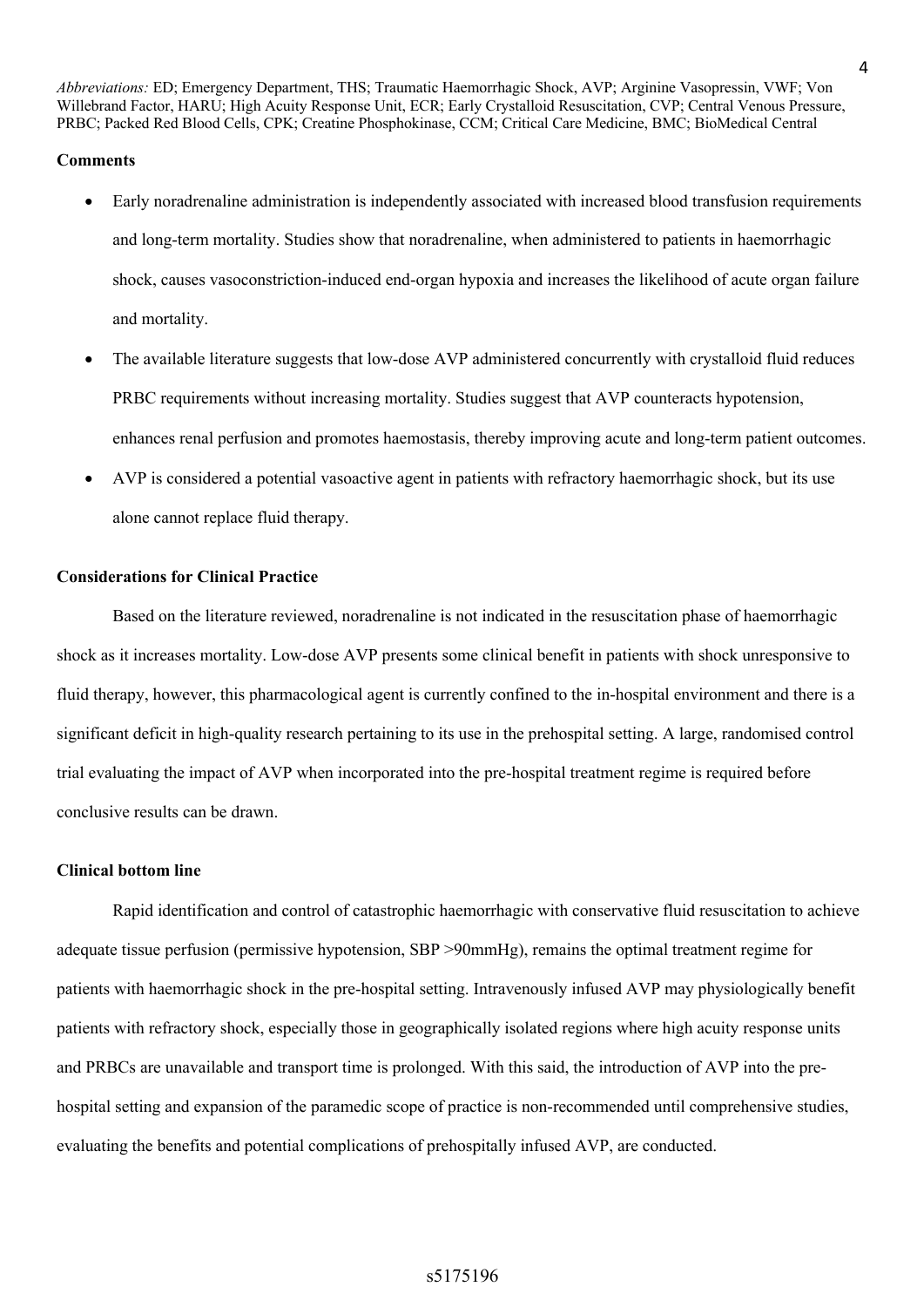*Abbreviations:* ED; Emergency Department, THS; Traumatic Haemorrhagic Shock, AVP; Arginine Vasopressin, VWF; Von Willebrand Factor, HARU; High Acuity Response Unit, ECR; Early Crystalloid Resuscitation, CVP; Central Venous Pressure, PRBC; Packed Red Blood Cells, CPK; Creatine Phosphokinase, CCM; Critical Care Medicine, BMC; BioMedical Central

**Comments**

- Early noradrenaline administration is independently associated with increased blood transfusion requirements and long-term mortality. Studies show that noradrenaline, when administered to patients in haemorrhagic shock, causes vasoconstriction-induced end-organ hypoxia and increases the likelihood of acute organ failure and mortality.
- The available literature suggests that low-dose AVP administered concurrently with crystalloid fluid reduces PRBC requirements without increasing mortality. Studies suggest that AVP counteracts hypotension, enhances renal perfusion and promotes haemostasis, thereby improving acute and long-term patient outcomes.
- AVP is considered a potential vasoactive agent in patients with refractory haemorrhagic shock, but its use alone cannot replace fluid therapy.

**Considerations for Clinical Practice**

Based on the literature reviewed, noradrenaline is not indicated in the resuscitation phase of haemorrhagic shock as it increases mortality. Low-dose AVP presents some clinical benefit in patients with shock unresponsive to fluid therapy, however, this pharmacological agent is currently confined to the in-hospital environment and there is a significant deficit in high-quality research pertaining to its use in the prehospital setting. A large, randomised control trial evaluating the impact of AVP when incorporated into the pre-hospital treatment regime is required before conclusive results can be drawn.

**Clinical bottom line**

Rapid identification and control of catastrophic haemorrhagic with conservative fluid resuscitation to achieve adequate tissue perfusion (permissive hypotension, SBP >90mmHg), remains the optimal treatment regime for patients with haemorrhagic shock in the pre-hospital setting. Intravenously infused AVP may physiologically benefit patients with refractory shock, especially those in geographically isolated regions where high acuity response units and PRBCs are unavailable and transport time is prolonged. With this said, the introduction of AVP into the pre-hospital setting and expansion of the paramedic scope of practice is non-recommended until comprehensive studies, evaluating the benefits and potential complications of prehospitally infused AVP, are conducted.

s5175196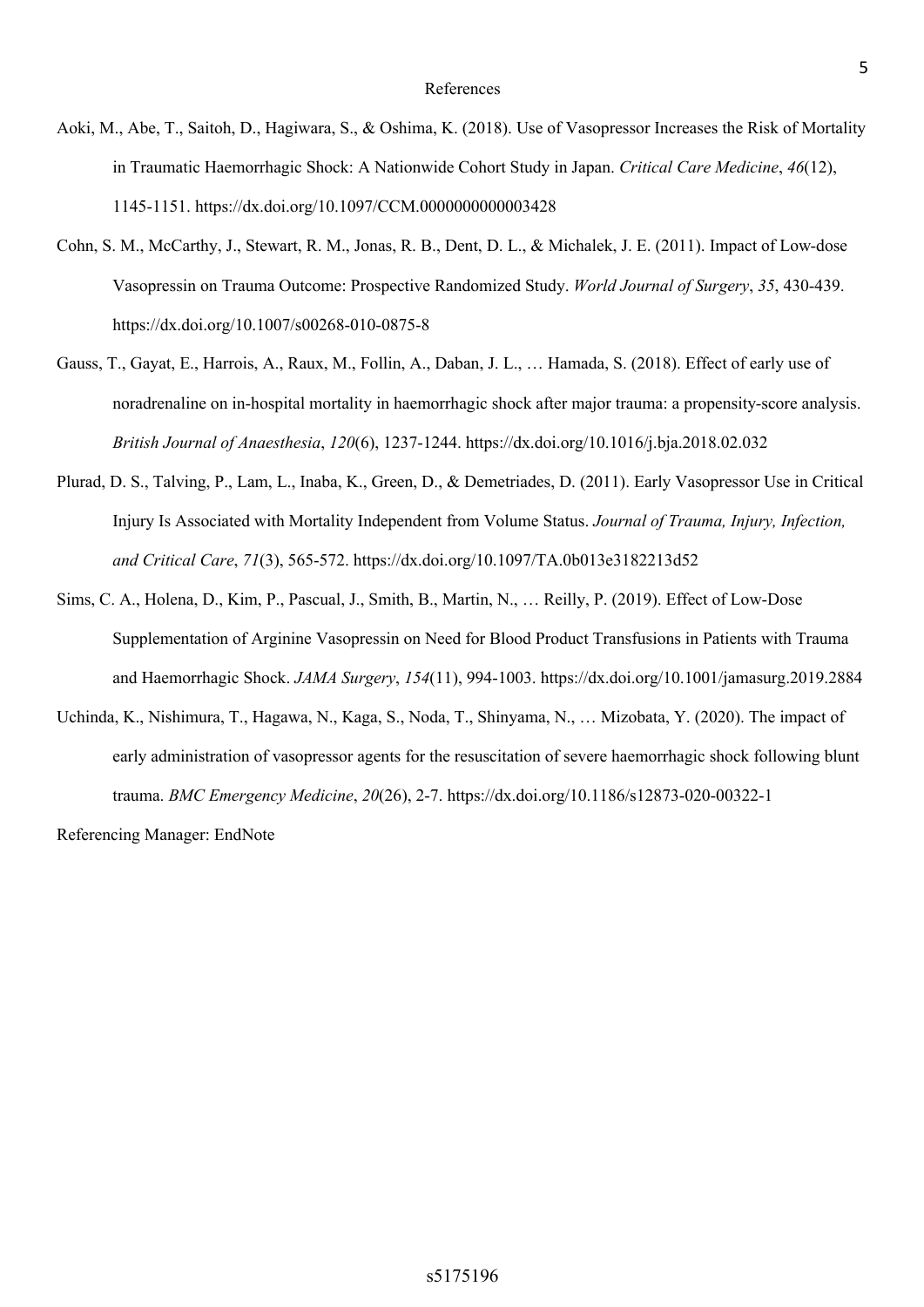# References

Aoki, M., Abe, T., Saitoh, D., Hagiwara, S., & Oshima, K. (2018). Use of Vasopressor Increases the Risk of Mortality in Traumatic Haemorrhagic Shock: A Nationwide Cohort Study in Japan. *Critical Care Medicine*, *46*(12), 1145-1151. https://dx.doi.org/10.1097/CCM.0000000000003428

Cohn, S. M., McCarthy, J., Stewart, R. M., Jonas, R. B., Dent, D. L., & Michalek, J. E. (2011). Impact of Low-dose Vasopressin on Trauma Outcome: Prospective Randomized Study. *World Journal of Surgery*, *35*, 430-439. https://dx.doi.org/10.1007/s00268-010-0875-8

Gauss, T., Gayat, E., Harrois, A., Raux, M., Follin, A., Daban, J. L., … Hamada, S. (2018). Effect of early use of noradrenaline on in-hospital mortality in haemorrhagic shock after major trauma: a propensity-score analysis. *British Journal of Anaesthesia*, *120*(6), 1237-1244. https://dx.doi.org/10.1016/j.bja.2018.02.032

Plurad, D. S., Talving, P., Lam, L., Inaba, K., Green, D., & Demetriades, D. (2011). Early Vasopressor Use in Critical Injury Is Associated with Mortality Independent from Volume Status. *Journal of Trauma, Injury, Infection, and Critical Care*, *71*(3), 565-572. https://dx.doi.org/10.1097/TA.0b013e3182213d52

Sims, C. A., Holena, D., Kim, P., Pascual, J., Smith, B., Martin, N., … Reilly, P. (2019). Effect of Low-Dose Supplementation of Arginine Vasopressin on Need for Blood Product Transfusions in Patients with Trauma and Haemorrhagic Shock. *JAMA Surgery*, *154*(11), 994-1003. https://dx.doi.org/10.1001/jamasurg.2019.2884

Uchinda, K., Nishimura, T., Hagawa, N., Kaga, S., Noda, T., Shinyama, N., … Mizobata, Y. (2020). The impact of early administration of vasopressor agents for the resuscitation of severe haemorrhagic shock following blunt trauma. *BMC Emergency Medicine*, *20*(26), 2-7. https://dx.doi.org/10.1186/s12873-020-00322-1

Referencing Manager: EndNote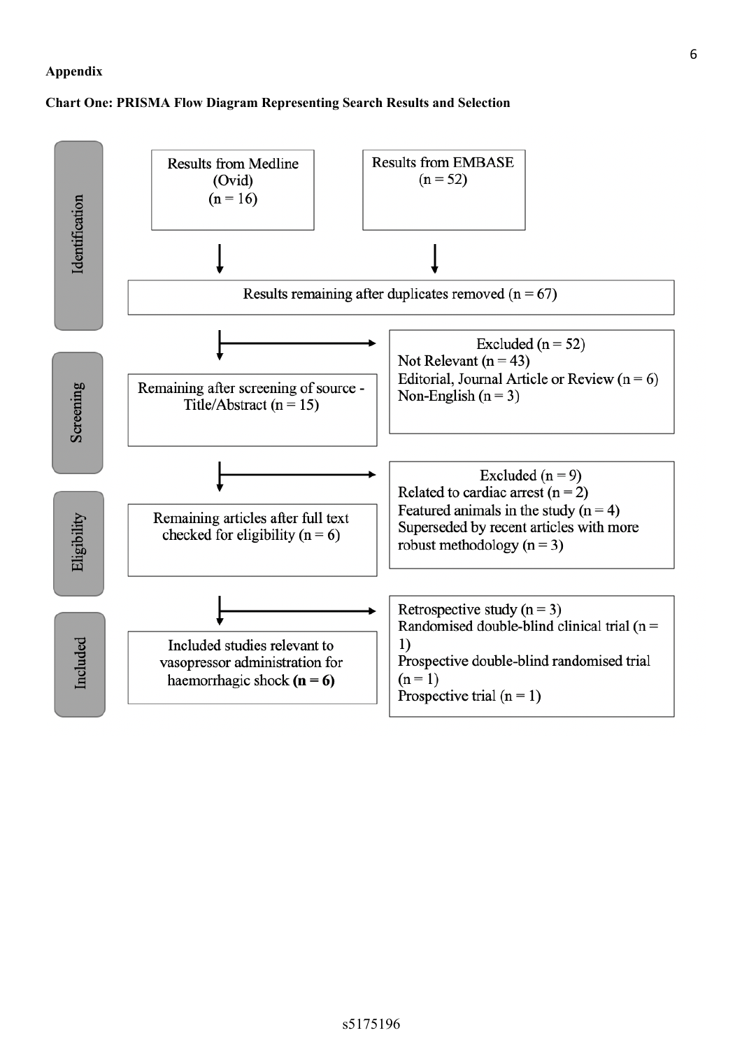**Appendix**

**Chart One: PRISMA Flow Diagram Representing Search Results and Selection**

Identification

Results from Medline (Ovid) (n = 16)

Results from EMBASE (n = 52)

Results remaining after duplicates removed (n = 67)

Screening

Remaining after screening of source - Title/Abstract (n = 15)

Excluded (n = 52)
Not Relevant (n = 43)
Editorial, Journal Article or Review (n = 6)
Non-English (n = 3)

Eligibility

Remaining articles after full text checked for eligibility (n = 6)

Excluded (n = 9)
Related to cardiac arrest (n = 2)
Featured animals in the study (n = 4)
Superseded by recent articles with more robust methodology (n = 3)

Included

Included studies relevant to vasopressor administration for haemorrhagic shock **(n = 6)**

Retrospective study (n = 3)
Randomised double-blind clinical trial (n = 1)
Prospective double-blind randomised trial (n = 1)
Prospective trial (n = 1)

s5175196